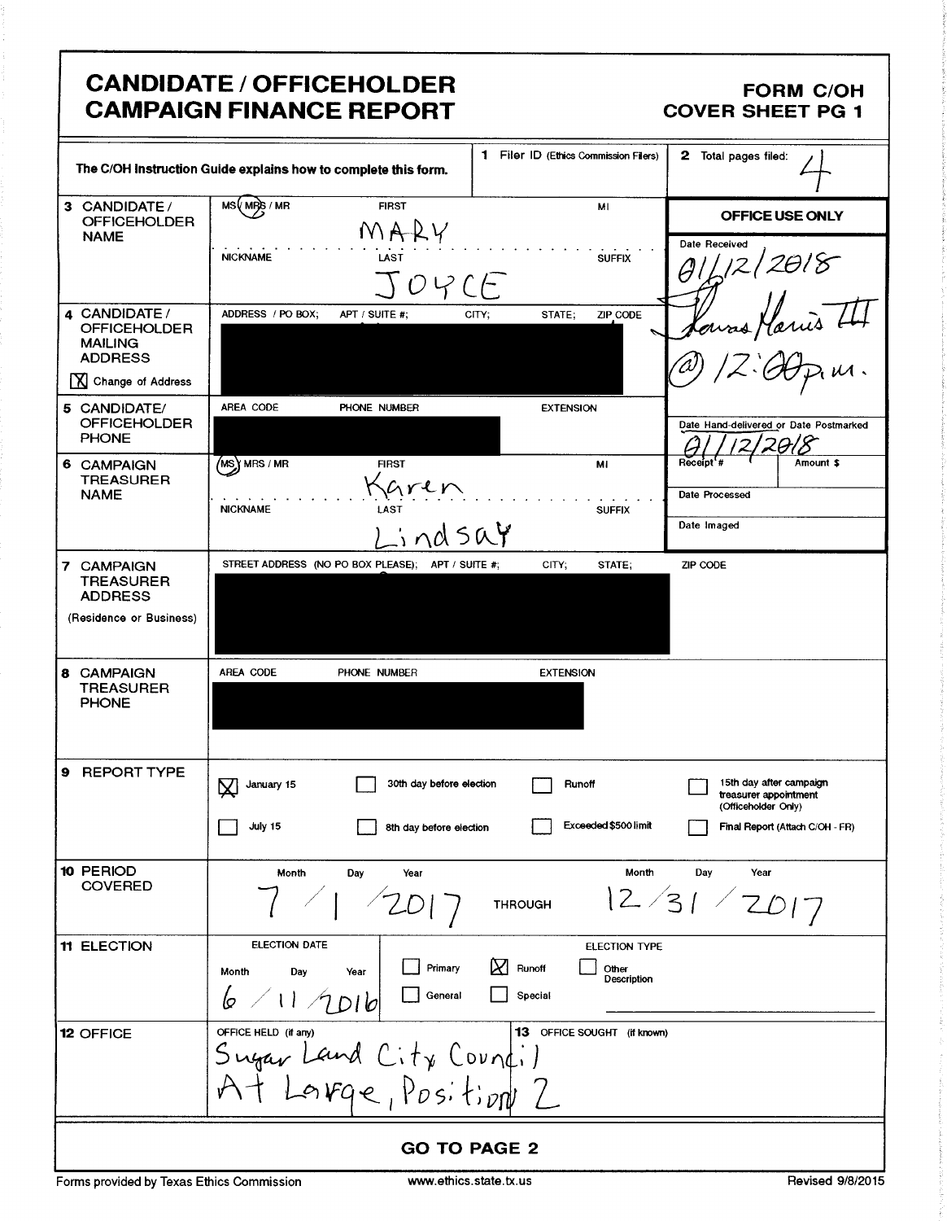# CANDIDATE / OFFICEHOLDER CAMPAIGN FINANCE REPORT

**FORM C/OH COVER SHEET PG 1**

The C/OH Instruction Guide explains how to complete this form.

**1** Filer ID (Ethics Commission Filers)

**2** Total pages filed: 4

| | | |
|---|---|---|
| **3 CANDIDATE / OFFICEHOLDER NAME** | MS / MRS / MR (MRS circled) FIRST: MARY MI: | **OFFICE USE ONLY** |
| | NICKNAME LAST: JOYCE SUFFIX | Date Received: 01/12/2018 Louis Harris III @ 12:00 p.m. |
| **4 CANDIDATE / OFFICEHOLDER MAILING ADDRESS** [X] Change of Address | ADDRESS / PO BOX; APT / SUITE #; CITY; STATE; ZIP CODE [redacted] | |
| **5 CANDIDATE/ OFFICEHOLDER PHONE** | AREA CODE PHONE NUMBER EXTENSION [redacted] | Date Hand-delivered or Date Postmarked: 01/12/2018 |
| **6 CAMPAIGN TREASURER NAME** | MS / MRS / MR (MS circled) FIRST: Karen MI: | Receipt # / Amount $ |
| | NICKNAME LAST: Lindsay SUFFIX | Date Processed / Date Imaged |
| **7 CAMPAIGN TREASURER ADDRESS** (Residence or Business) | STREET ADDRESS (NO PO BOX PLEASE); APT / SUITE #; CITY; STATE; ZIP CODE [redacted] | |
| **8 CAMPAIGN TREASURER PHONE** | AREA CODE PHONE NUMBER EXTENSION [redacted] | |

**9 REPORT TYPE**

- [X] January 15
- [ ] 30th day before election
- [ ] Runoff
- [ ] 15th day after campaign treasurer appointment (Officeholder Only)
- [ ] July 15
- [ ] 8th day before election
- [ ] Exceeded $500 limit
- [ ] Final Report (Attach C/OH - FR)

**10 PERIOD COVERED**

Month Day Year: 7 / 1 / 2017 THROUGH Month Day Year: 12 / 31 / 2017

**11 ELECTION**

ELECTION DATE: Month Day Year: 6 / 11 / 2016

ELECTION TYPE:
- [ ] Primary
- [X] Runoff
- [ ] Other Description
- [ ] General
- [ ] Special

**12 OFFICE**

OFFICE HELD (if any): Sugar Land City Council At Large, Position 2

**13** OFFICE SOUGHT (if known):

**GO TO PAGE 2**

Forms provided by Texas Ethics Commission www.ethics.state.tx.us Revised 9/8/2015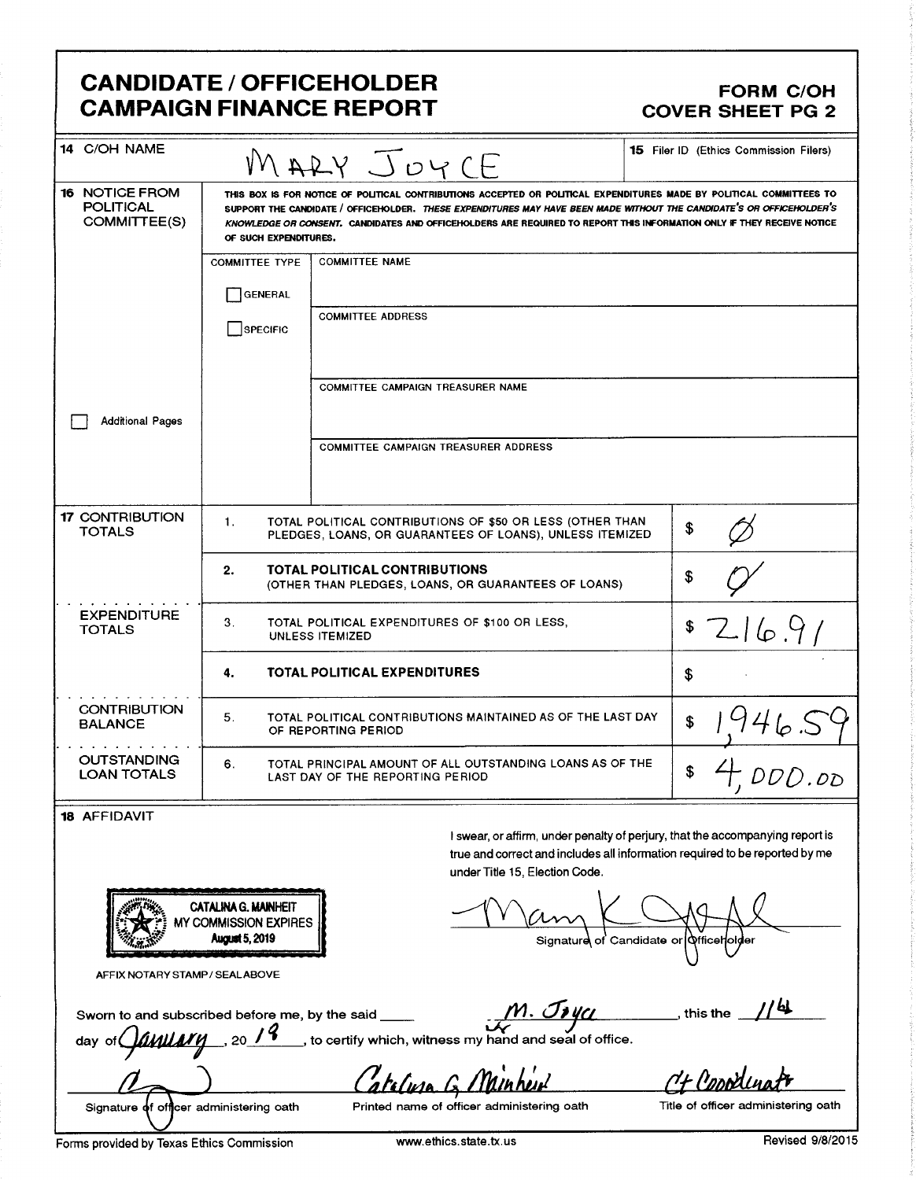# CANDIDATE / OFFICEHOLDER CAMPAIGN FINANCE REPORT

## FORM C/OH COVER SHEET PG 2

**14** C/OH NAME: MARY JOYCE

**15** Filer ID (Ethics Commission Filers):

**16** NOTICE FROM POLITICAL COMMITTEE(S)

THIS BOX IS FOR NOTICE OF POLITICAL CONTRIBUTIONS ACCEPTED OR POLITICAL EXPENDITURES MADE BY POLITICAL COMMITTEES TO SUPPORT THE CANDIDATE / OFFICEHOLDER. *THESE EXPENDITURES MAY HAVE BEEN MADE WITHOUT THE CANDIDATE'S OR OFFICEHOLDER'S KNOWLEDGE OR CONSENT.* CANDIDATES AND OFFICEHOLDERS ARE REQUIRED TO REPORT THIS INFORMATION ONLY IF THEY RECEIVE NOTICE OF SUCH EXPENDITURES.

☐ Additional Pages

COMMITTEE TYPE: ☐ GENERAL ☐ SPECIFIC

COMMITTEE NAME:

COMMITTEE ADDRESS:

COMMITTEE CAMPAIGN TREASURER NAME:

COMMITTEE CAMPAIGN TREASURER ADDRESS:

**17** CONTRIBUTION TOTALS

| | | |
|---|---|---|
| **CONTRIBUTION TOTALS** | 1. TOTAL POLITICAL CONTRIBUTIONS OF $50 OR LESS (OTHER THAN PLEDGES, LOANS, OR GUARANTEES OF LOANS), UNLESS ITEMIZED | $ Ø |
| | **2. TOTAL POLITICAL CONTRIBUTIONS** (OTHER THAN PLEDGES, LOANS, OR GUARANTEES OF LOANS) | $ 0 |
| **EXPENDITURE TOTALS** | 3. TOTAL POLITICAL EXPENDITURES OF $100 OR LESS, UNLESS ITEMIZED | $ 216.91 |
| | **4. TOTAL POLITICAL EXPENDITURES** | $ |
| **CONTRIBUTION BALANCE** | 5. TOTAL POLITICAL CONTRIBUTIONS MAINTAINED AS OF THE LAST DAY OF REPORTING PERIOD | $ 1,946.59 |
| **OUTSTANDING LOAN TOTALS** | 6. TOTAL PRINCIPAL AMOUNT OF ALL OUTSTANDING LOANS AS OF THE LAST DAY OF THE REPORTING PERIOD | $ 4,000.00 |

**18** AFFIDAVIT

I swear, or affirm, under penalty of perjury, that the accompanying report is true and correct and includes all information required to be reported by me under Title 15, Election Code.

CATALINA G. MAINHEIT
MY COMMISSION EXPIRES
August 5, 2019

AFFIX NOTARY STAMP / SEAL ABOVE

Mary K Joyce
Signature of Candidate or Officeholder

Sworn to and subscribed before me, by the said M. Joyce, this the 11th day of January, 2019, to certify which, witness my hand and seal of office.

| Signature of officer administering oath | Printed name of officer administering oath | Title of officer administering oath |
|---|---|---|
| (signature) | Catalina G. Mainheit | Ct Coordinator |

Forms provided by Texas Ethics Commission — www.ethics.state.tx.us — Revised 9/8/2015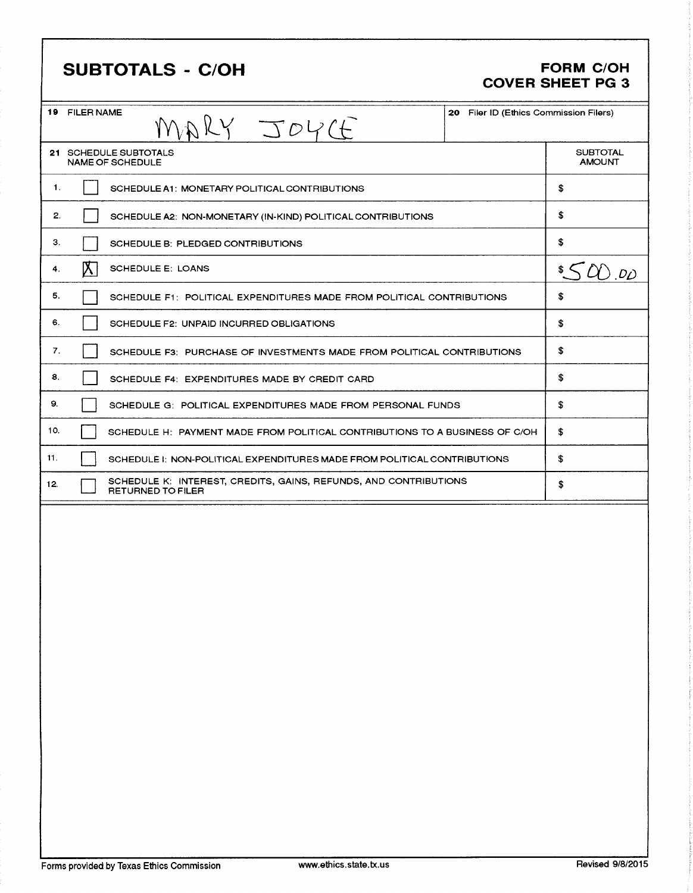# SUBTOTALS - C/OH

**FORM C/OH**
**COVER SHEET PG 3**

| 19 FILER NAME | 20 Filer ID (Ethics Commission Filers) |
|---|---|
| MARY JOYCE | |

| 21 SCHEDULE SUBTOTALS NAME OF SCHEDULE | | | SUBTOTAL AMOUNT |
|---|---|---|---|
| 1. | [ ] | SCHEDULE A1: MONETARY POLITICAL CONTRIBUTIONS | $ |
| 2. | [ ] | SCHEDULE A2: NON-MONETARY (IN-KIND) POLITICAL CONTRIBUTIONS | $ |
| 3. | [ ] | SCHEDULE B: PLEDGED CONTRIBUTIONS | $ |
| 4. | [X] | SCHEDULE E: LOANS | $500.00 |
| 5. | [ ] | SCHEDULE F1: POLITICAL EXPENDITURES MADE FROM POLITICAL CONTRIBUTIONS | $ |
| 6. | [ ] | SCHEDULE F2: UNPAID INCURRED OBLIGATIONS | $ |
| 7. | [ ] | SCHEDULE F3: PURCHASE OF INVESTMENTS MADE FROM POLITICAL CONTRIBUTIONS | $ |
| 8. | [ ] | SCHEDULE F4: EXPENDITURES MADE BY CREDIT CARD | $ |
| 9. | [ ] | SCHEDULE G: POLITICAL EXPENDITURES MADE FROM PERSONAL FUNDS | $ |
| 10. | [ ] | SCHEDULE H: PAYMENT MADE FROM POLITICAL CONTRIBUTIONS TO A BUSINESS OF C/OH | $ |
| 11. | [ ] | SCHEDULE I: NON-POLITICAL EXPENDITURES MADE FROM POLITICAL CONTRIBUTIONS | $ |
| 12. | [ ] | SCHEDULE K: INTEREST, CREDITS, GAINS, REFUNDS, AND CONTRIBUTIONS RETURNED TO FILER | $ |

Forms provided by Texas Ethics Commission www.ethics.state.tx.us Revised 9/8/2015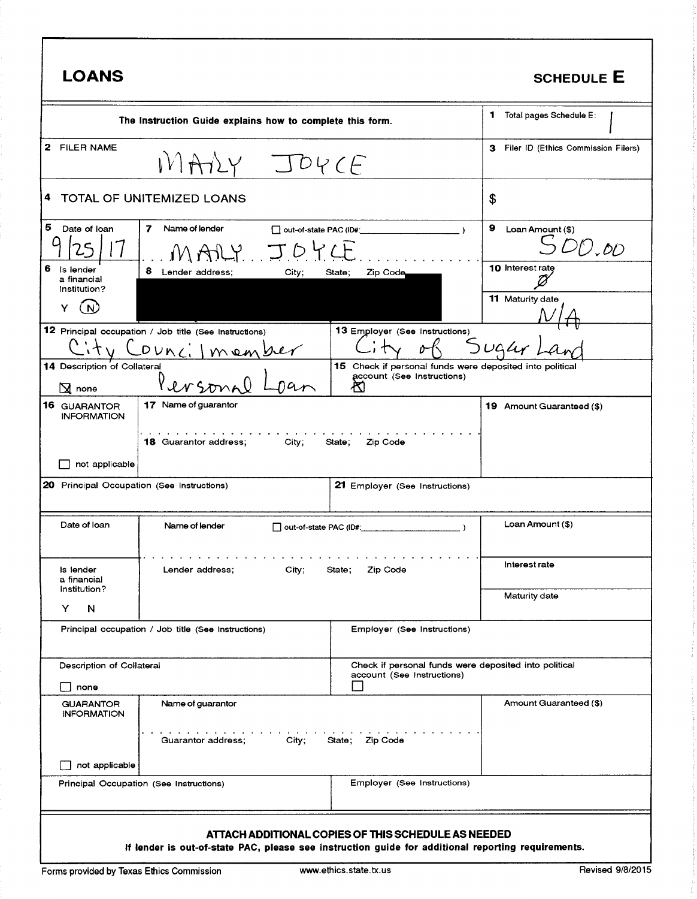# LOANS

## SCHEDULE E

The Instruction Guide explains how to complete this form.

**1** Total pages Schedule E: 1

**2** FILER NAME: MARY JOYCE

**3** Filer ID (Ethics Commission Filers):

**4** TOTAL OF UNITEMIZED LOANS: $

| | | |
|---|---|---|
| **5** Date of loan: 9/25/17 | **7** Name of lender: MARY JOYCE ☐ out-of-state PAC (ID#: ) | **9** Loan Amount ($): 500.00 |
| **6** Is lender a financial institution? Y (N) | **8** Lender address; City; State; Zip Code: [redacted] | **10** Interest rate: Ø |
| | | **11** Maturity date: N/A |
| **12** Principal occupation / Job title (See Instructions): City Councilmember | **13** Employer (See Instructions): City of Sugar Land | |
| **14** Description of Collateral: ☒ none — Personal Loan | **15** Check if personal funds were deposited into political account (See Instructions): ☒ | |
| **16** GUARANTOR INFORMATION ☐ not applicable | **17** Name of guarantor: <br> **18** Guarantor address; City; State; Zip Code: | **19** Amount Guaranteed ($): |
| **20** Principal Occupation (See Instructions): | **21** Employer (See Instructions): | |

| | | |
|---|---|---|
| Date of loan: | Name of lender: ☐ out-of-state PAC (ID#: ) | Loan Amount ($): |
| Is lender a financial institution? Y N | Lender address; City; State; Zip Code: | Interest rate: |
| | | Maturity date: |
| Principal occupation / Job title (See Instructions): | Employer (See Instructions): | |
| Description of Collateral: ☐ none | Check if personal funds were deposited into political account (See Instructions): ☐ | |
| GUARANTOR INFORMATION ☐ not applicable | Name of guarantor: <br> Guarantor address; City; State; Zip Code: | Amount Guaranteed ($): |
| Principal Occupation (See Instructions): | Employer (See Instructions): | |

**ATTACH ADDITIONAL COPIES OF THIS SCHEDULE AS NEEDED**

**If lender is out-of-state PAC, please see instruction guide for additional reporting requirements.**

Forms provided by Texas Ethics Commission www.ethics.state.tx.us Revised 9/8/2015